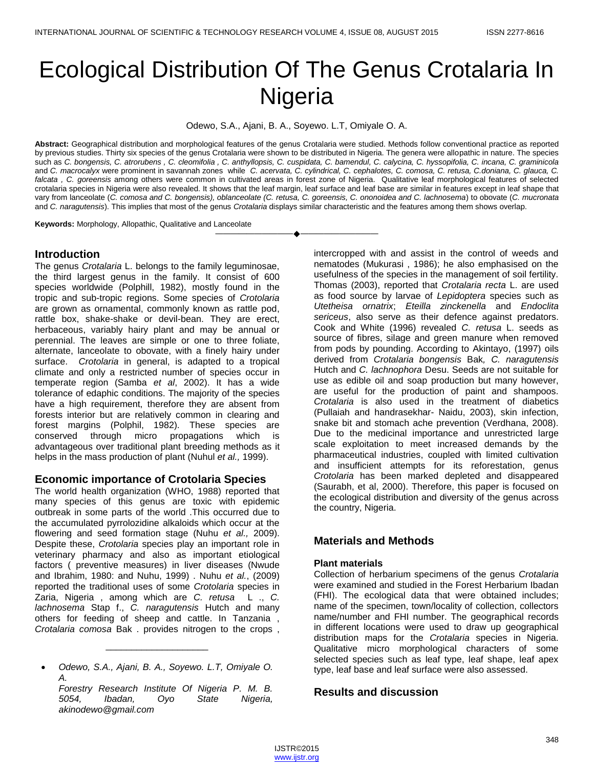# Ecological Distribution Of The Genus Crotalaria In Nigeria

Odewo, S.A., Ajani, B. A., Soyewo. L.T, Omiyale O. A.

**Abstract:** Geographical distribution and morphological features of the genus Crotalaria were studied. Methods follow conventional practice as reported by previous studies. Thirty six species of the genus Crotalaria were shown to be distributed in Nigeria. The genera were allopathic in nature. The species such as *C. bongensis, C. atrorubens , C. cleomifolia , C. anthyllopsis, C. cuspidata, C. bamendul, C. calycina, C. hyssopifolia, C. incana, C. graminicola* and *C. macrocalyx* were prominent in savannah zones while *C. acervata, C. cylindrical, C. cephalotes, C. comosa, C. retusa, C.doniana, C. glauca, C. falcata , C. goreensis* among others were common in cultivated areas in forest zone of Nigeria. Qualitative leaf morphological features of selected crotalaria species in Nigeria were also revealed. It shows that the leaf margin, leaf surface and leaf base are similar in features except in leaf shape that vary from lanceolate (*C. comosa and C. bongensis), oblanceolate (C. retusa, C. goreensis, C. ononoidea and C. lachnosema*) to obovate (*C. mucronata* and *C. naragutensis*). This implies that most of the genus *Crotalaria* displays similar characteristic and the features among them shows overlap.

**Keywords:** Morphology, Allopathic, Qualitative and Lanceolate

## Introduction

The genus *Crotalaria* L. belongs to the family leguminosae, the third largest genus in the family. It consist of 600 species worldwide (Polphill, 1982), mostly found in the tropic and sub-tropic regions. Some species of *Crotolaria* are grown as ornamental, commonly known as rattle pod, rattle box, shake-shake or devil-bean. They are erect, herbaceous, variably hairy plant and may be annual or perennial. The leaves are simple or one to three foliate, alternate, lanceolate to obovate, with a finely hairy under surface. *Crotolaria* in general, is adapted to a tropical climate and only a restricted number of species occur in temperate region (Samba *et al*, 2002). It has a wide tolerance of edaphic conditions. The majority of the species have a high requirement, therefore they are absent from forests interior but are relatively common in clearing and forest margins (Polphil, 1982). These species are conserved through micro propagations which is advantageous over traditional plant breeding methods as it helps in the mass production of plant (Nuhul *et al.,* 1999).

## Economic importance of Crotolaria Species

The world health organization (WHO, 1988) reported that many species of this genus are toxic with epidemic outbreak in some parts of the world .This occurred due to the accumulated pyrrolozidine alkaloids which occur at the flowering and seed formation stage (Nuhu *et al.,* 2009). Despite these, *Crotolaria* species play an important role in veterinary pharmacy and also as important etiological factors ( preventive measures) in liver diseases (Nwude and Ibrahim, 1980: and Nuhu, 1999) . Nuhu *et al.*, (2009) reported the traditional uses of some *Crotolaria* species in Zaria, Nigeria , among which are *C. retusa* L ., *C. lachnosema* Stap f., *C. naragutensis* Hutch and many others for feeding of sheep and cattle. In Tanzania , *Crotalaria comosa* Bak . provides nitrogen to the crops , intercropped with and assist in the control of weeds and nematodes (Mukurasi , 1986); he also emphasised on the usefulness of the species in the management of soil fertility. Thomas (2003), reported that *Crotalaria recta* L. are used as food source by larvae of *Lepidoptera* species such as *Utetheisa ornatrix*; *Eteilla zinckenella* and *Endoclita sericeus*, also serve as their defence against predators. Cook and White (1996) revealed *C. retusa* L. seeds as source of fibres, silage and green manure when removed from pods by pounding. According to Akintayo, (1997) oils derived from *Crotalaria bongensis* Bak*, C. naragutensis* Hutch and *C. lachnophora* Desu. Seeds are not suitable for use as edible oil and soap production but many however, are useful for the production of paint and shampoos. *Crotalaria* is also used in the treatment of diabetics (Pullaiah and handrasekhar- Naidu, 2003), skin infection, snake bit and stomach ache prevention (Verdhana, 2008). Due to the medicinal importance and unrestricted large scale exploitation to meet increased demands by the pharmaceutical industries, coupled with limited cultivation and insufficient attempts for its reforestation, genus *Crotalaria* has been marked depleted and disappeared (Saurabh, et al, 2000). Therefore, this paper is focused on the ecological distribution and diversity of the genus across the country, Nigeria.

## Materials and Methods

### Plant materials

Collection of herbarium specimens of the genus *Crotalaria* were examined and studied in the Forest Herbarium Ibadan (FHI). The ecological data that were obtained includes; name of the specimen, town/locality of collection, collectors name/number and FHI number. The geographical records in different locations were used to draw up geographical distribution maps for the *Crotalaria* species in Nigeria. Qualitative micro morphological characters of some selected species such as leaf type, leaf shape, leaf apex type, leaf base and leaf surface were also assessed.

## Results and discussion

---

- *Odewo, S.A., Ajani, B. A., Soyewo. L.T, Omiyale O. A.*
  *Forestry Research Institute Of Nigeria P. M. B. 5054, Ibadan, Oyo State Nigeria, akinodewo@gmail.com*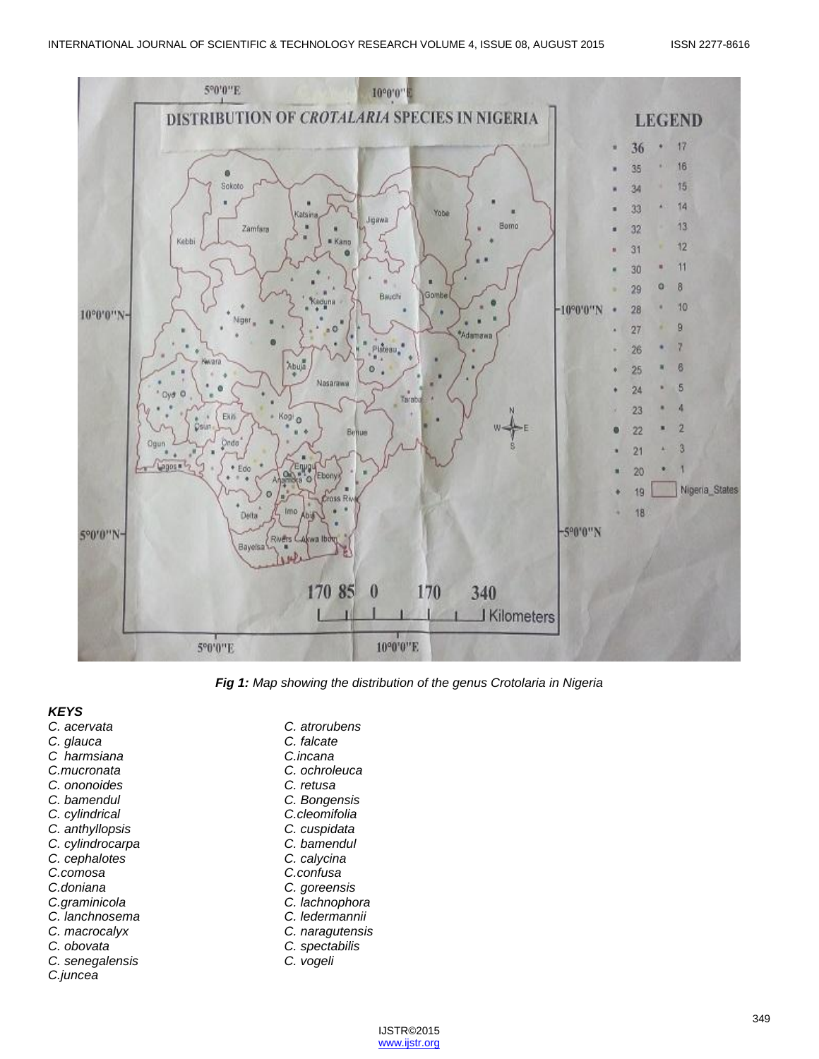*Fig 1: Map showing the distribution of the genus Crotolaria in Nigeria*

### *KEYS*

*C. acervata*
*C. glauca*
*C  harmsiana*
*C.mucronata*
*C. ononoides*
*C. bamendul*
*C. cylindrical*
*C. anthyllopsis*
*C. cylindrocarpa*
*C. cephalotes*
*C.comosa*
*C.doniana*
*C.graminicola*
*C. lanchnosema*
*C. macrocalyx*
*C. obovata*
*C. senegalensis*
*C.juncea*
*C. atrorubens*
*C. falcate*
*C.incana*
*C. ochroleuca*
*C. retusa*
*C. Bongensis*
*C.cleomifolia*
*C. cuspidata*
*C. bamendul*
*C. calycina*
*C.confusa*
*C. goreensis*
*C. lachnophora*
*C. ledermannii*
*C. naragutensis*
*C. spectabilis*
*C. vogeli*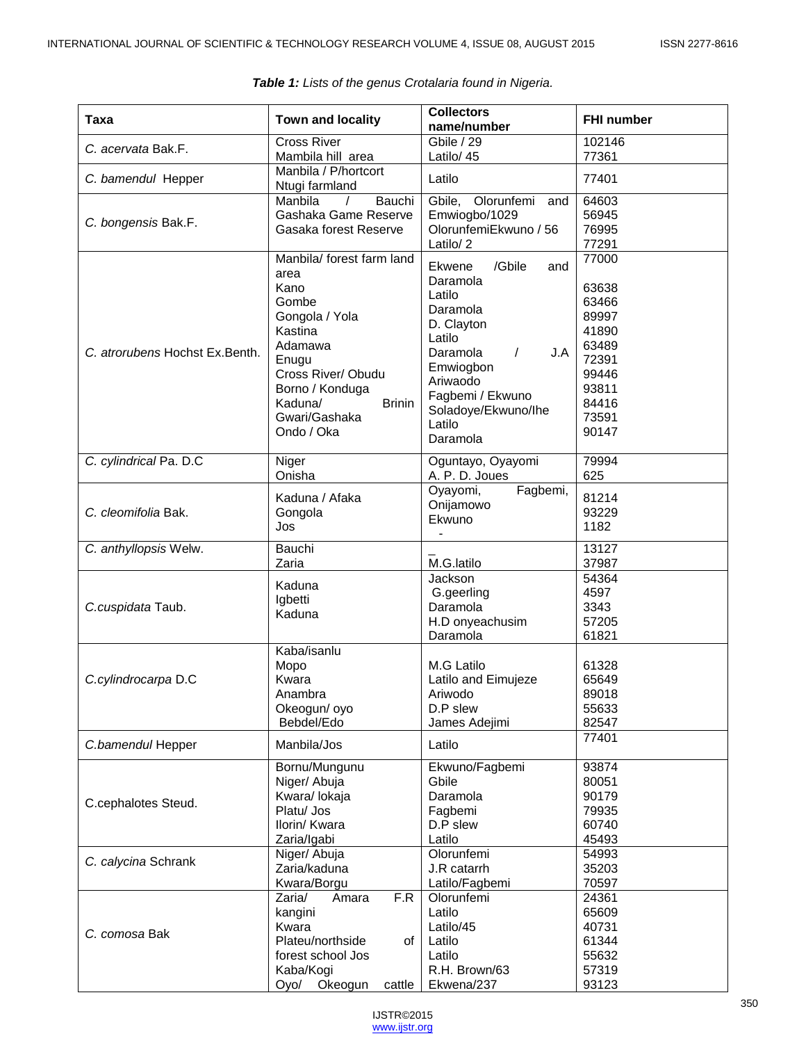**Table 1:** *Lists of the genus Crotalaria found in Nigeria.*

| Taxa | Town and locality | Collectors name/number | FHI number |
|---|---|---|---|
| *C. acervata* Bak.F. | Cross River<br>Mambila hill area | Gbile / 29<br>Latilo/ 45 | 102146<br>77361 |
| *C. bamendul* Hepper | Manbila / P/hortcort<br>Ntugi farmland | Latilo | 77401 |
| *C. bongensis* Bak.F. | Manbila / Bauchi<br>Gashaka Game Reserve<br>Gasaka forest Reserve | Gbile, Olorunfemi and Emwiogbo/1029<br>OlorunfemiEkwuno / 56<br>Latilo/ 2 | 64603<br>56945<br>76995<br>77291 |
| *C. atrorubens* Hochst Ex.Benth. | Manbila/ forest farm land area<br>Kano<br>Gombe<br>Gongola / Yola<br>Kastina<br>Adamawa<br>Enugu<br>Cross River/ Obudu<br>Borno / Konduga<br>Kaduna/ Brinin Gwari/Gashaka<br>Ondo / Oka | Ekwene /Gbile and Daramola<br>Latilo<br>Daramola<br>D. Clayton<br>Latilo<br>Daramola / J.A Emwiogbon<br>Ariwaodo<br>Fagbemi / Ekwuno<br>Soladoye/Ekwuno/Ihe<br>Latilo<br>Daramola | 77000<br>63638<br>63466<br>89997<br>41890<br>63489<br>72391<br>99446<br>93811<br>84416<br>73591<br>90147 |
| *C. cylindrical* Pa. D.C | Niger<br>Onisha | Oguntayo, Oyayomi<br>A. P. D. Joues | 79994<br>625 |
| *C. cleomifolia* Bak. | Kaduna / Afaka<br>Gongola<br>Jos | Oyayomi, Fagbemi, Onijamowo<br>Ekwuno<br>- | 81214<br>93229<br>1182 |
| *C. anthyllopsis* Welw. | Bauchi<br>Zaria | _<br>M.G.latilo | 13127<br>37987 |
| *C.cuspidata* Taub. | Kaduna<br>Igbetti<br>Kaduna | Jackson<br>G.geerling<br>Daramola<br>H.D onyeachusim<br>Daramola | 54364<br>4597<br>3343<br>57205<br>61821 |
| *C.cylindrocarpa* D.C | Kaba/isanlu<br>Mopo<br>Kwara<br>Anambra<br>Okeogun/ oyo<br>Bebdel/Edo | M.G Latilo<br>Latilo and Eimujeze<br>Ariwodo<br>D.P slew<br>James Adejimi | 61328<br>65649<br>89018<br>55633<br>82547 |
| *C.bamendul* Hepper | Manbila/Jos | Latilo | 77401 |
| C.cephalotes Steud. | Bornu/Mungunu<br>Niger/ Abuja<br>Kwara/ lokaja<br>Platu/ Jos<br>Ilorin/ Kwara<br>Zaria/Igabi | Ekwuno/Fagbemi<br>Gbile<br>Daramola<br>Fagbemi<br>D.P slew<br>Latilo | 93874<br>80051<br>90179<br>79935<br>60740<br>45493 |
| *C. calycina* Schrank | Niger/ Abuja<br>Zaria/kaduna<br>Kwara/Borgu | Olorunfemi<br>J.R catarrh<br>Latilo/Fagbemi | 54993<br>35203<br>70597 |
| *C. comosa* Bak | Zaria/ Amara F.R kangini<br>Kwara<br>Plateu/northside of forest school Jos<br>Kaba/Kogi<br>Oyo/ Okeogun cattle | Olorunfemi<br>Latilo<br>Latilo/45<br>Latilo<br>Latilo<br>R.H. Brown/63<br>Ekwena/237 | 24361<br>65609<br>40731<br>61344<br>55632<br>57319<br>93123 |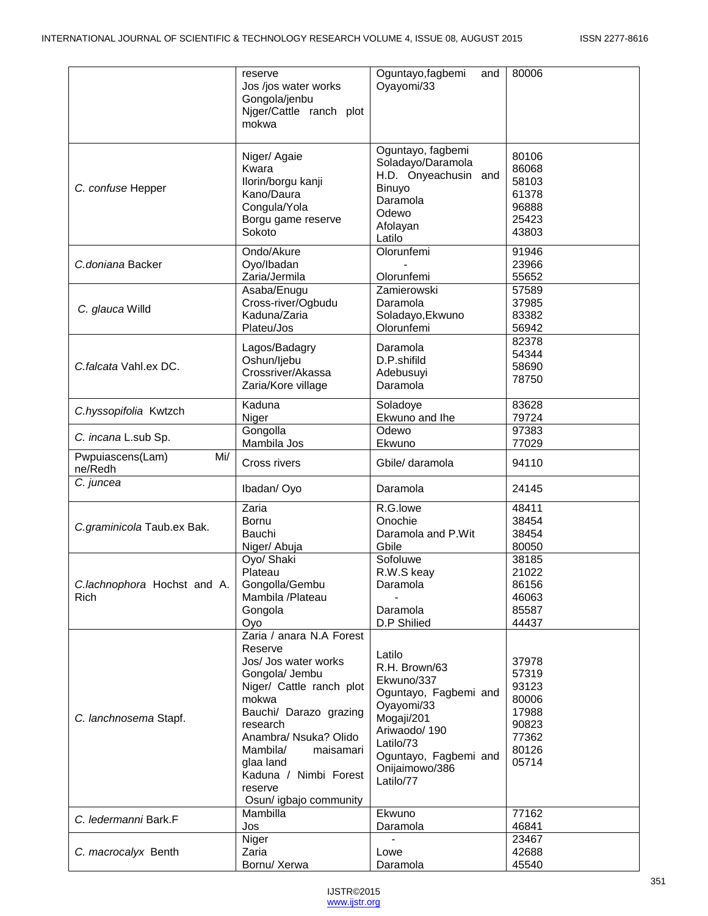| | | | |
|---|---|---|---|
| | reserve<br>Jos /jos water works<br>Gongola/jenbu<br>Njger/Cattle ranch plot mokwa | Oguntayo,fagbemi and Oyayomi/33 | 80006 |
| *C. confuse* Hepper | Niger/ Agaie<br>Kwara<br>Ilorin/borgu kanji<br>Kano/Daura<br>Congula/Yola<br>Borgu game reserve<br>Sokoto | Oguntayo, fagbemi<br>Soladayo/Daramola<br>H.D. Onyeachusin and Binuyo<br>Daramola<br>Odewo<br>Afolayan<br>Latilo | 80106<br>86068<br>58103<br>61378<br>96888<br>25423<br>43803 |
| *C.doniana* Backer | Ondo/Akure<br>Oyo/Ibadan<br>Zaria/Jermila | Olorunfemi<br>-<br>Olorunfemi | 91946<br>23966<br>55652 |
| *C. glauca* Willd | Asaba/Enugu<br>Cross-river/Ogbudu<br>Kaduna/Zaria<br>Plateu/Jos | Zamierowski<br>Daramola<br>Soladayo,Ekwuno<br>Olorunfemi | 57589<br>37985<br>83382<br>56942 |
| *C.falcata* Vahl.ex DC. | Lagos/Badagry<br>Oshun/Ijebu<br>Crossriver/Akassa<br>Zaria/Kore village | Daramola<br>D.P.shifild<br>Adebusuyi<br>Daramola | 82378<br>54344<br>58690<br>78750 |
| *C.hyssopifolia* Kwtzch | Kaduna<br>Niger | Soladoye<br>Ekwuno and Ihe | 83628<br>79724 |
| *C. incana* L.sub Sp. | Gongolla<br>Mambila Jos | Odewo<br>Ekwuno | 97383<br>77029 |
| Pwpuiascens(Lam) Mi/ne/Redh | Cross rivers | Gbile/ daramola | 94110 |
| *C. juncea* | Ibadan/ Oyo | Daramola | 24145 |
| *C.graminicola* Taub.ex Bak. | Zaria<br>Bornu<br>Bauchi<br>Niger/ Abuja | R.G.lowe<br>Onochie<br>Daramola and P.Wit<br>Gbile | 48411<br>38454<br>38454<br>80050 |
| *C.lachnophora* Hochst and A. Rich | Oyo/ Shaki<br>Plateau<br>Gongolla/Gembu<br>Mambila /Plateau<br>Gongola<br>Oyo | Sofoluwe<br>R.W.S keay<br>Daramola<br>-<br>Daramola<br>D.P Shilied | 38185<br>21022<br>86156<br>46063<br>85587<br>44437 |
| *C. lanchnosema* Stapf. | Zaria / anara N.A Forest Reserve<br>Jos/ Jos water works<br>Gongola/ Jembu<br>Niger/ Cattle ranch plot mokwa<br>Bauchi/ Darazo grazing research<br>Anambra/ Nsuka? Olido<br>Mambila/ maisamari glaa land<br>Kaduna / Nimbi Forest reserve<br>Osun/ igbajo community | Latilo<br>R.H. Brown/63<br>Ekwuno/337<br>Oguntayo, Fagbemi and Oyayomi/33<br>Mogaji/201<br>Ariwaodo/ 190<br>Latilo/73<br>Oguntayo, Fagbemi and Onijaimowo/386<br>Latilo/77 | 37978<br>57319<br>93123<br>80006<br>17988<br>90823<br>77362<br>80126<br>05714 |
| *C. ledermanni* Bark.F | Mambilla<br>Jos | Ekwuno<br>Daramola | 77162<br>46841 |
| *C. macrocalyx* Benth | Niger<br>Zaria<br>Bornu/ Xerwa | -<br>Lowe<br>Daramola | 23467<br>42688<br>45540 |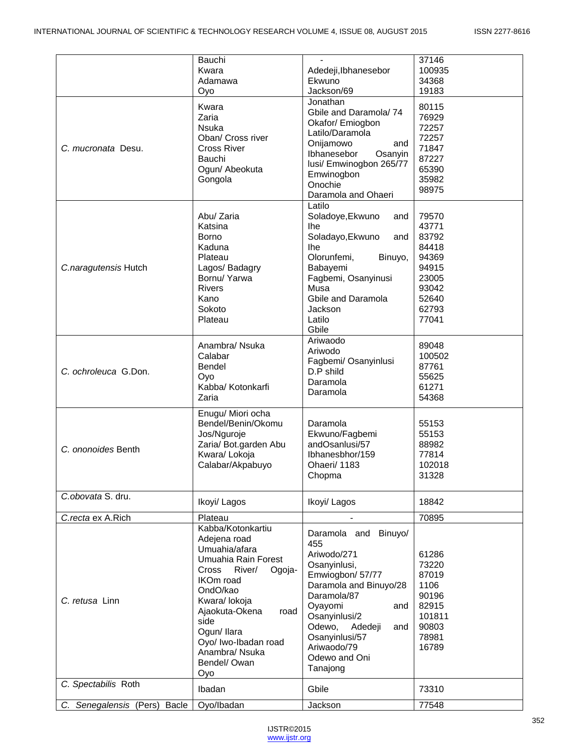| | | | |
|---|---|---|---|
| | Bauchi<br>Kwara<br>Adamawa<br>Oyo | -<br>Adedeji,Ibhanesebor<br>Ekwuno<br>Jackson/69 | 37146<br>100935<br>34368<br>19183 |
| *C. mucronata* Desu. | Kwara<br>Zaria<br>Nsuka<br>Oban/ Cross river<br>Cross River<br>Bauchi<br>Ogun/ Abeokuta<br>Gongola | Jonathan<br>Gbile and Daramola/ 74<br>Okafor/ Emiogbon<br>Latilo/Daramola<br>Onijamowo and Ibhanesebor Osanyin lusi/ Emwinogbon 265/77<br>Emwinogbon<br>Onochie<br>Daramola and Ohaeri | 80115<br>76929<br>72257<br>72257<br>71847<br>87227<br>65390<br>35982<br>98975 |
| *C.naragutensis* Hutch | Abu/ Zaria<br>Katsina<br>Borno<br>Kaduna<br>Plateau<br>Lagos/ Badagry<br>Bornu/ Yarwa<br>Rivers<br>Kano<br>Sokoto<br>Plateau | Latilo<br>Soladoye,Ekwuno and Ihe<br>Soladayo,Ekwuno and Ihe<br>Olorunfemi, Binuyo, Babayemi<br>Fagbemi, Osanyinusi<br>Musa<br>Gbile and Daramola<br>Jackson<br>Latilo<br>Gbile | 79570<br>43771<br>83792<br>84418<br>94369<br>94915<br>23005<br>93042<br>52640<br>62793<br>77041 |
| *C. ochroleuca* G.Don. | Anambra/ Nsuka<br>Calabar<br>Bendel<br>Oyo<br>Kabba/ Kotonkarfi<br>Zaria | Ariwaodo<br>Ariwodo<br>Fagbemi/ Osanyinlusi<br>D.P shild<br>Daramola<br>Daramola | 89048<br>100502<br>87761<br>55625<br>61271<br>54368 |
| *C. ononoides* Benth | Enugu/ Miori ocha<br>Bendel/Benin/Okomu<br>Jos/Nguroje<br>Zaria/ Bot.garden Abu<br>Kwara/ Lokoja<br>Calabar/Akpabuyo | Daramola<br>Ekwuno/Fagbemi<br>andOsanlusi/57<br>Ibhanesbhor/159<br>Ohaeri/ 1183<br>Chopma | 55153<br>55153<br>88982<br>77814<br>102018<br>31328 |
| *C.obovata* S. dru. | Ikoyi/ Lagos | Ikoyi/ Lagos | 18842 |
| *C.recta* ex A.Rich | Plateau | - | 70895 |
| *C. retusa* Linn | Kabba/Kotonkartiu<br>Adejena road<br>Umuahia/afara<br>Umuahia Rain Forest<br>Cross River/ Ogoja-IKOm road<br>OndO/kao<br>Kwara/ lokoja<br>Ajaokuta-Okena road side<br>Ogun/ Ilara<br>Oyo/ Iwo-Ibadan road<br>Anambra/ Nsuka<br>Bendel/ Owan<br>Oyo | Daramola and Binuyo/ 455<br>Ariwodo/271<br>Osanyinlusi, Emwiogbon/ 57/77<br>Daramola and Binuyo/28<br>Daramola/87<br>Oyayomi and Osanyinlusi/2<br>Odewo, Adedeji and Osanyinlusi/57<br>Ariwaodo/79<br>Odewo and Oni<br>Tanajong | 61286<br>73220<br>87019<br>1106<br>90196<br>82915<br>101811<br>90803<br>78981<br>16789 |
| *C. Spectabilis* Roth | Ibadan | Gbile | 73310 |
| *C. Senegalensis* (Pers) Bacle | Oyo/Ibadan | Jackson | 77548 |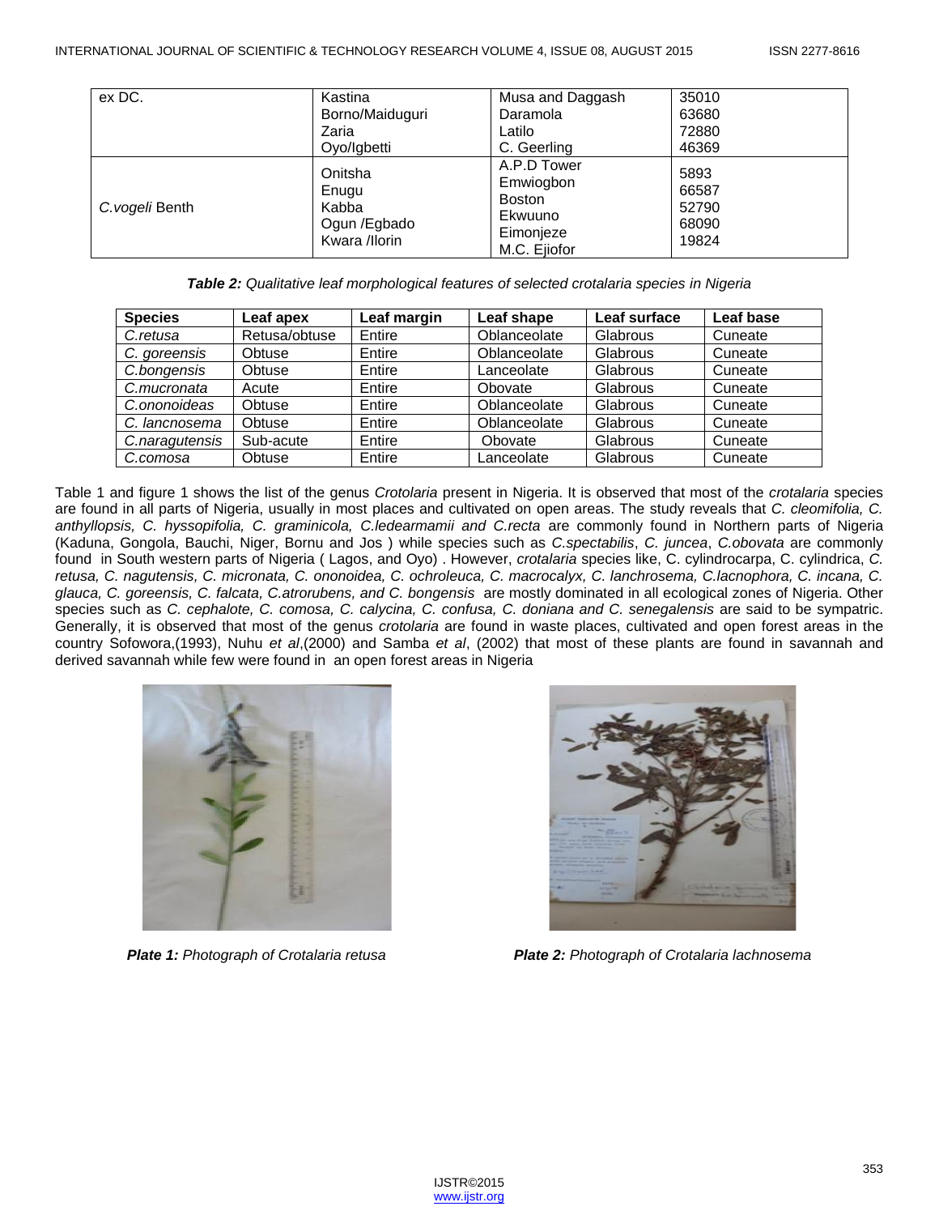| | | | |
|---|---|---|---|
| ex DC. | Kastina<br>Borno/Maiduguri<br>Zaria<br>Oyo/Igbetti | Musa and Daggash<br>Daramola<br>Latilo<br>C. Geerling | 35010<br>63680<br>72880<br>46369 |
| *C.vogeli* Benth | Onitsha<br>Enugu<br>Kabba<br>Ogun /Egbado<br>Kwara /Ilorin | A.P.D Tower<br>Emwiogbon<br>Boston<br>Ekwuuno<br>Eimonjeze<br>M.C. Ejiofor | 5893<br>66587<br>52790<br>68090<br>19824 |

***Table 2:*** *Qualitative leaf morphological features of selected crotalaria species in Nigeria*

| Species | Leaf apex | Leaf margin | Leaf shape | Leaf surface | Leaf base |
|---|---|---|---|---|---|
| *C.retusa* | Retusa/obtuse | Entire | Oblanceolate | Glabrous | Cuneate |
| *C. goreensis* | Obtuse | Entire | Oblanceolate | Glabrous | Cuneate |
| *C.bongensis* | Obtuse | Entire | Lanceolate | Glabrous | Cuneate |
| *C.mucronata* | Acute | Entire | Obovate | Glabrous | Cuneate |
| *C.ononoideas* | Obtuse | Entire | Oblanceolate | Glabrous | Cuneate |
| *C. lancnosema* | Obtuse | Entire | Oblanceolate | Glabrous | Cuneate |
| *C.naragutensis* | Sub-acute | Entire | Obovate | Glabrous | Cuneate |
| *C.comosa* | Obtuse | Entire | Lanceolate | Glabrous | Cuneate |

Table 1 and figure 1 shows the list of the genus *Crotolaria* present in Nigeria. It is observed that most of the *crotalaria* species are found in all parts of Nigeria, usually in most places and cultivated on open areas. The study reveals that *C. cleomifolia, C. anthyllopsis, C. hyssopifolia, C. graminicola, C.ledearmamii and C.recta* are commonly found in Northern parts of Nigeria (Kaduna, Gongola, Bauchi, Niger, Bornu and Jos ) while species such as *C.spectabilis*, *C. juncea*, *C.obovata* are commonly found in South western parts of Nigeria ( Lagos, and Oyo) . However, *crotalaria* species like, C. cylindrocarpa, C. cylindrica, *C. retusa, C. nagutensis, C. micronata, C. ononoidea, C. ochroleuca, C. macrocalyx, C. lanchrosema, C.lacnophora, C. incana, C. glauca, C. goreensis, C. falcata, C.atrorubens, and C. bongensis* are mostly dominated in all ecological zones of Nigeria. Other species such as *C. cephalote, C. comosa, C. calycina, C. confusa, C. doniana and C. senegalensis* are said to be sympatric. Generally, it is observed that most of the genus *crotolaria* are found in waste places, cultivated and open forest areas in the country Sofowora,(1993), Nuhu *et al*,(2000) and Samba *et al*, (2002) that most of these plants are found in savannah and derived savannah while few were found in an open forest areas in Nigeria

***Plate 1:*** *Photograph of Crotalaria retusa*

***Plate 2:*** *Photograph of Crotalaria lachnosema*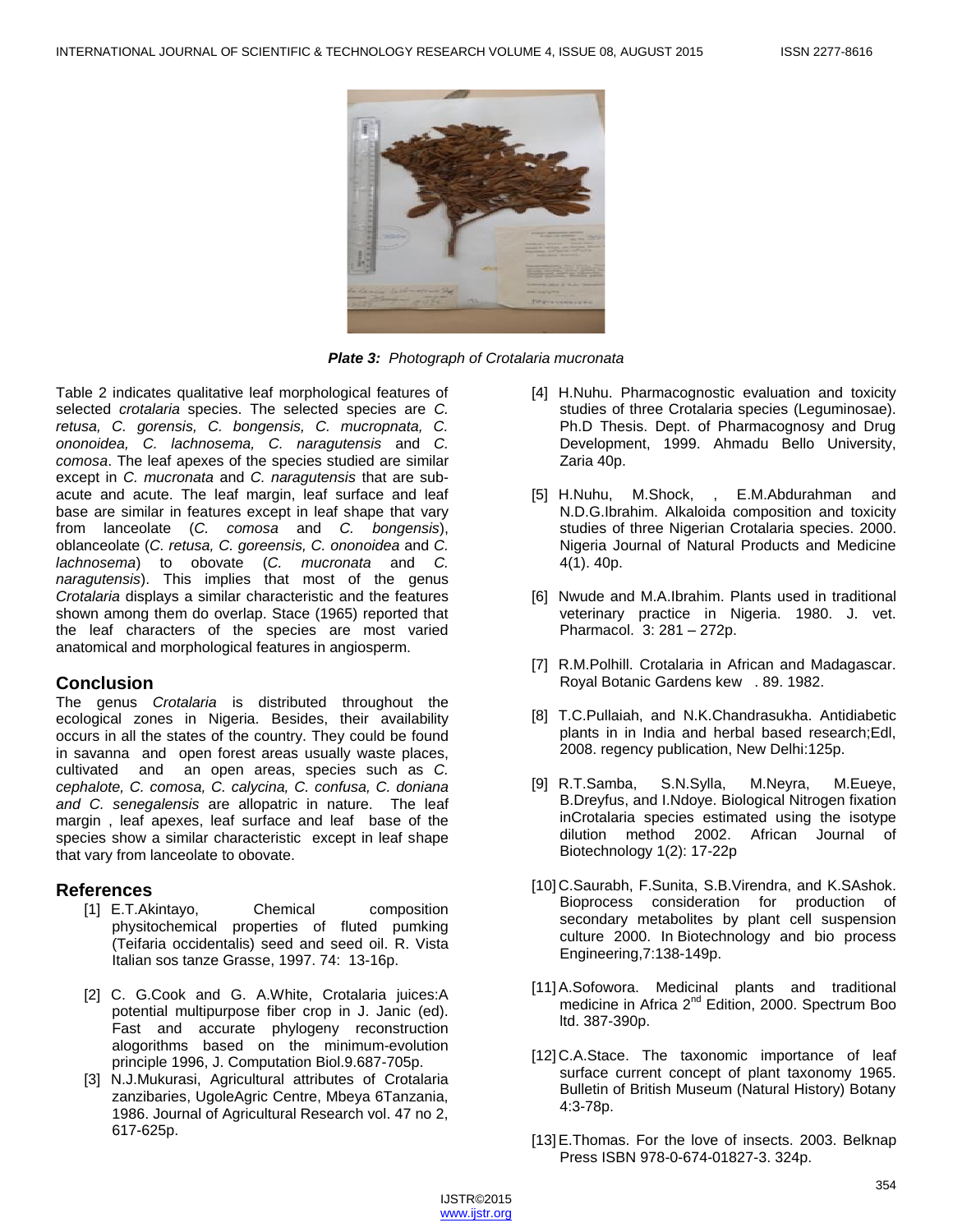***Plate 3:*** *Photograph of Crotalaria mucronata*

Table 2 indicates qualitative leaf morphological features of selected *crotalaria* species. The selected species are *C. retusa, C. gorensis, C. bongensis, C. mucropnata, C. ononoidea, C. lachnosema, C. naragutensis* and *C. comosa*. The leaf apexes of the species studied are similar except in *C. mucronata* and *C. naragutensis* that are sub-acute and acute. The leaf margin, leaf surface and leaf base are similar in features except in leaf shape that vary from lanceolate (*C. comosa* and *C. bongensis*), oblanceolate (*C. retusa, C. goreensis, C. ononoidea* and *C. lachnosema*) to obovate (*C. mucronata* and *C. naragutensis*). This implies that most of the genus *Crotalaria* displays a similar characteristic and the features shown among them do overlap. Stace (1965) reported that the leaf characters of the species are most varied anatomical and morphological features in angiosperm.

## Conclusion

The genus *Crotalaria* is distributed throughout the ecological zones in Nigeria. Besides, their availability occurs in all the states of the country. They could be found in savanna and open forest areas usually waste places, cultivated and an open areas, species such as *C. cephalote, C. comosa, C. calycina, C. confusa, C. doniana and C. senegalensis* are allopatric in nature. The leaf margin , leaf apexes, leaf surface and leaf base of the species show a similar characteristic except in leaf shape that vary from lanceolate to obovate.

## References

[1] E.T.Akintayo, Chemical composition physitochemical properties of fluted pumking (Teifaria occidentalis) seed and seed oil. R. Vista Italian sos tanze Grasse, 1997. 74: 13-16p.

[2] C. G.Cook and G. A.White, Crotalaria juices:A potential multipurpose fiber crop in J. Janic (ed). Fast and accurate phylogeny reconstruction alogorithms based on the minimum-evolution principle 1996, J. Computation Biol.9.687-705p.

[3] N.J.Mukurasi, Agricultural attributes of Crotalaria zanzibaries, UgoleAgric Centre, Mbeya 6Tanzania, 1986. Journal of Agricultural Research vol. 47 no 2, 617-625p.

[4] H.Nuhu. Pharmacognostic evaluation and toxicity studies of three Crotalaria species (Leguminosae). Ph.D Thesis. Dept. of Pharmacognosy and Drug Development, 1999. Ahmadu Bello University, Zaria 40p.

[5] H.Nuhu, M.Shock, , E.M.Abdurahman and N.D.G.Ibrahim. Alkaloida composition and toxicity studies of three Nigerian Crotalaria species. 2000. Nigeria Journal of Natural Products and Medicine 4(1). 40p.

[6] Nwude and M.A.Ibrahim. Plants used in traditional veterinary practice in Nigeria. 1980. J. vet. Pharmacol. 3: 281 – 272p.

[7] R.M.Polhill. Crotalaria in African and Madagascar. Royal Botanic Gardens kew . 89. 1982.

[8] T.C.Pullaiah, and N.K.Chandrasukha. Antidiabetic plants in in India and herbal based research;Edl, 2008. regency publication, New Delhi:125p.

[9] R.T.Samba, S.N.Sylla, M.Neyra, M.Eueye, B.Dreyfus, and I.Ndoye. Biological Nitrogen fixation inCrotalaria species estimated using the isotype dilution method 2002. African Journal of Biotechnology 1(2): 17-22p

[10] C.Saurabh, F.Sunita, S.B.Virendra, and K.SAshok. Bioprocess consideration for production of secondary metabolites by plant cell suspension culture 2000. In Biotechnology and bio process Engineering,7:138-149p.

[11] A.Sofowora. Medicinal plants and traditional medicine in Africa 2nd Edition, 2000. Spectrum Boo ltd. 387-390p.

[12] C.A.Stace. The taxonomic importance of leaf surface current concept of plant taxonomy 1965. Bulletin of British Museum (Natural History) Botany 4:3-78p.

[13] E.Thomas. For the love of insects. 2003. Belknap Press ISBN 978-0-674-01827-3. 324p.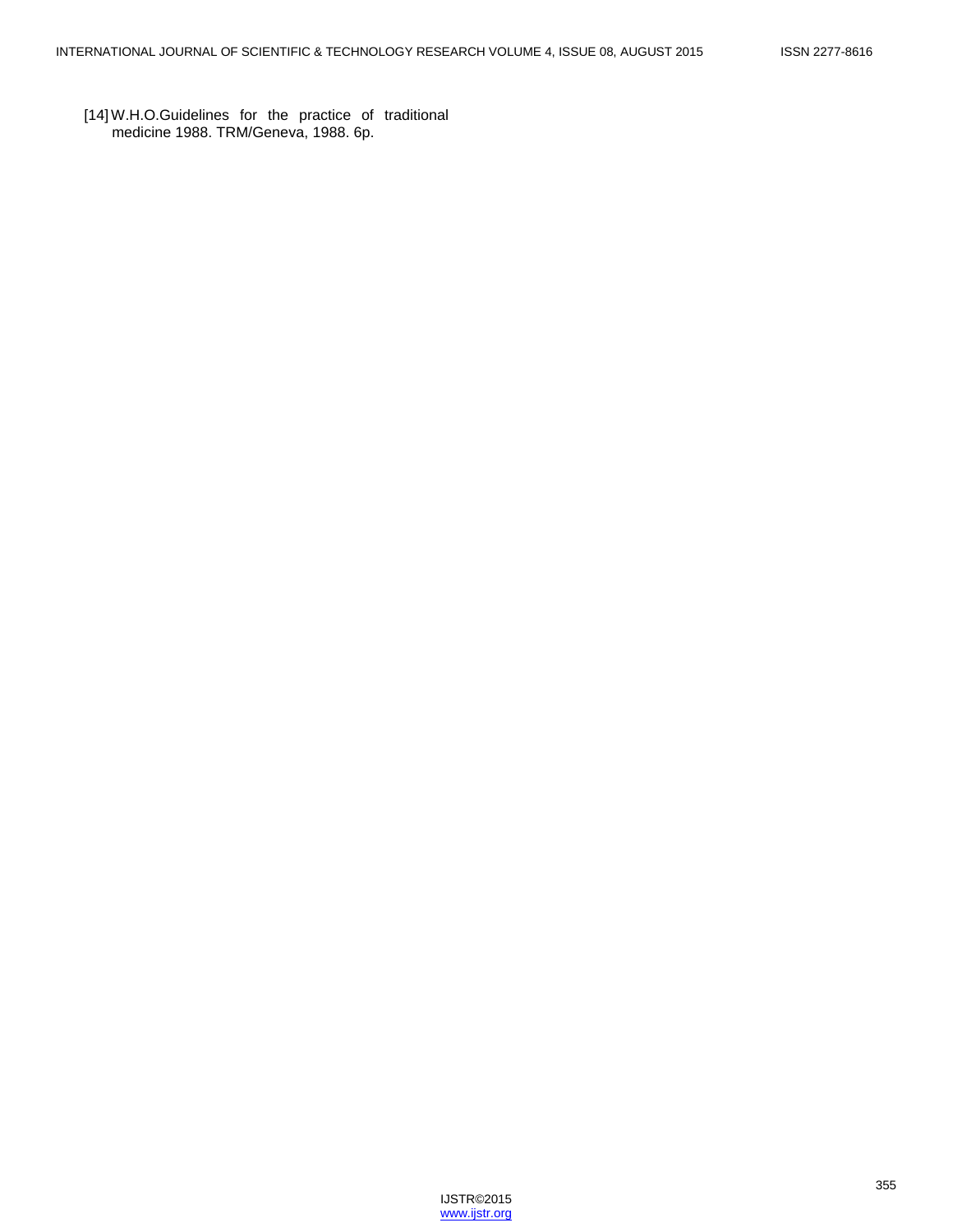[14] W.H.O.Guidelines for the practice of traditional medicine 1988. TRM/Geneva, 1988. 6p.